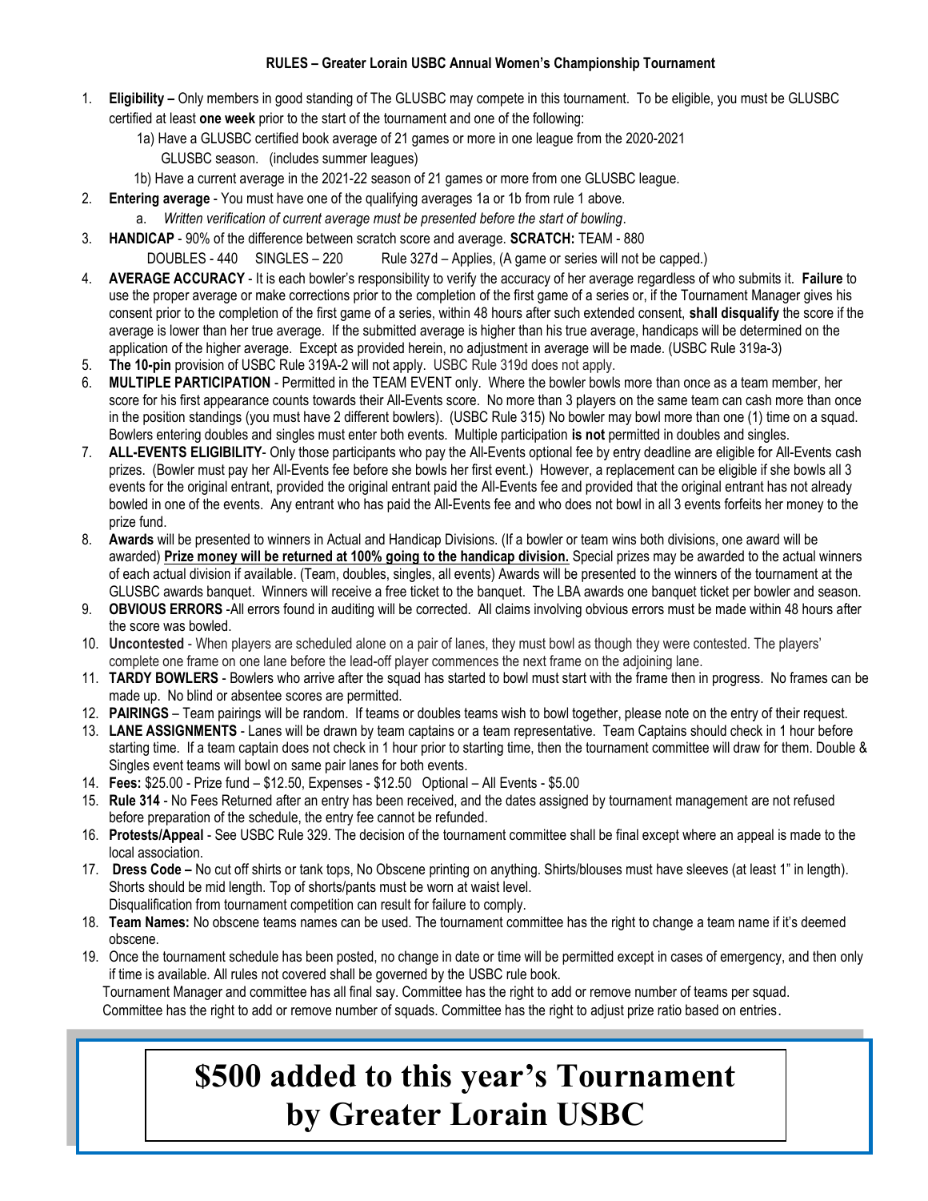**RULES – Greater Lorain USBC Annual Women's Championship Tournament**

1. **Eligibility –** Only members in good standing of The GLUSBC may compete in this tournament. To be eligible, you must be GLUSBC certified at least **one week** prior to the start of the tournament and one of the following:
   1a) Have a GLUSBC certified book average of 21 games or more in one league from the 2020-2021 GLUSBC season. (includes summer leagues)
   1b) Have a current average in the 2021-22 season of 21 games or more from one GLUSBC league.
2. **Entering average** - You must have one of the qualifying averages 1a or 1b from rule 1 above.
   a. *Written verification of current average must be presented before the start of bowling*.
3. **HANDICAP** - 90% of the difference between scratch score and average. **SCRATCH:** TEAM - 880
   DOUBLES - 440 SINGLES – 220 Rule 327d – Applies, (A game or series will not be capped.)
4. **AVERAGE ACCURACY** - It is each bowler's responsibility to verify the accuracy of her average regardless of who submits it. **Failure** to use the proper average or make corrections prior to the completion of the first game of a series or, if the Tournament Manager gives his consent prior to the completion of the first game of a series, within 48 hours after such extended consent, **shall disqualify** the score if the average is lower than her true average. If the submitted average is higher than his true average, handicaps will be determined on the application of the higher average. Except as provided herein, no adjustment in average will be made. (USBC Rule 319a-3)
5. **The 10-pin** provision of USBC Rule 319A-2 will not apply. USBC Rule 319d does not apply.
6. **MULTIPLE PARTICIPATION** - Permitted in the TEAM EVENT only. Where the bowler bowls more than once as a team member, her score for his first appearance counts towards their All-Events score. No more than 3 players on the same team can cash more than once in the position standings (you must have 2 different bowlers). (USBC Rule 315) No bowler may bowl more than one (1) time on a squad. Bowlers entering doubles and singles must enter both events. Multiple participation **is not** permitted in doubles and singles.
7. **ALL-EVENTS ELIGIBILITY**- Only those participants who pay the All-Events optional fee by entry deadline are eligible for All-Events cash prizes. (Bowler must pay her All-Events fee before she bowls her first event.) However, a replacement can be eligible if she bowls all 3 events for the original entrant, provided the original entrant paid the All-Events fee and provided that the original entrant has not already bowled in one of the events. Any entrant who has paid the All-Events fee and who does not bowl in all 3 events forfeits her money to the prize fund.
8. **Awards** will be presented to winners in Actual and Handicap Divisions. (If a bowler or team wins both divisions, one award will be awarded) **<u>Prize money will be returned at 100% going to the handicap division.</u>** Special prizes may be awarded to the actual winners of each actual division if available. (Team, doubles, singles, all events) Awards will be presented to the winners of the tournament at the GLUSBC awards banquet. Winners will receive a free ticket to the banquet. The LBA awards one banquet ticket per bowler and season.
9. **OBVIOUS ERRORS** -All errors found in auditing will be corrected. All claims involving obvious errors must be made within 48 hours after the score was bowled.
10. **Uncontested** - When players are scheduled alone on a pair of lanes, they must bowl as though they were contested. The players' complete one frame on one lane before the lead-off player commences the next frame on the adjoining lane.
11. **TARDY BOWLERS** - Bowlers who arrive after the squad has started to bowl must start with the frame then in progress. No frames can be made up. No blind or absentee scores are permitted.
12. **PAIRINGS** – Team pairings will be random. If teams or doubles teams wish to bowl together, please note on the entry of their request.
13. **LANE ASSIGNMENTS** - Lanes will be drawn by team captains or a team representative. Team Captains should check in 1 hour before starting time. If a team captain does not check in 1 hour prior to starting time, then the tournament committee will draw for them. Double & Singles event teams will bowl on same pair lanes for both events.
14. **Fees:** $25.00 - Prize fund – $12.50, Expenses - $12.50 Optional – All Events - $5.00
15. **Rule 314** - No Fees Returned after an entry has been received, and the dates assigned by tournament management are not refused before preparation of the schedule, the entry fee cannot be refunded.
16. **Protests/Appeal** - See USBC Rule 329. The decision of the tournament committee shall be final except where an appeal is made to the local association.
17. **Dress Code –** No cut off shirts or tank tops, No Obscene printing on anything. Shirts/blouses must have sleeves (at least 1" in length). Shorts should be mid length. Top of shorts/pants must be worn at waist level.
    Disqualification from tournament competition can result for failure to comply.
18. **Team Names:** No obscene teams names can be used. The tournament committee has the right to change a team name if it's deemed obscene.
19. Once the tournament schedule has been posted, no change in date or time will be permitted except in cases of emergency, and then only if time is available. All rules not covered shall be governed by the USBC rule book.

Tournament Manager and committee has all final say. Committee has the right to add or remove number of teams per squad. Committee has the right to add or remove number of squads. Committee has the right to adjust prize ratio based on entries.

# $500 added to this year's Tournament by Greater Lorain USBC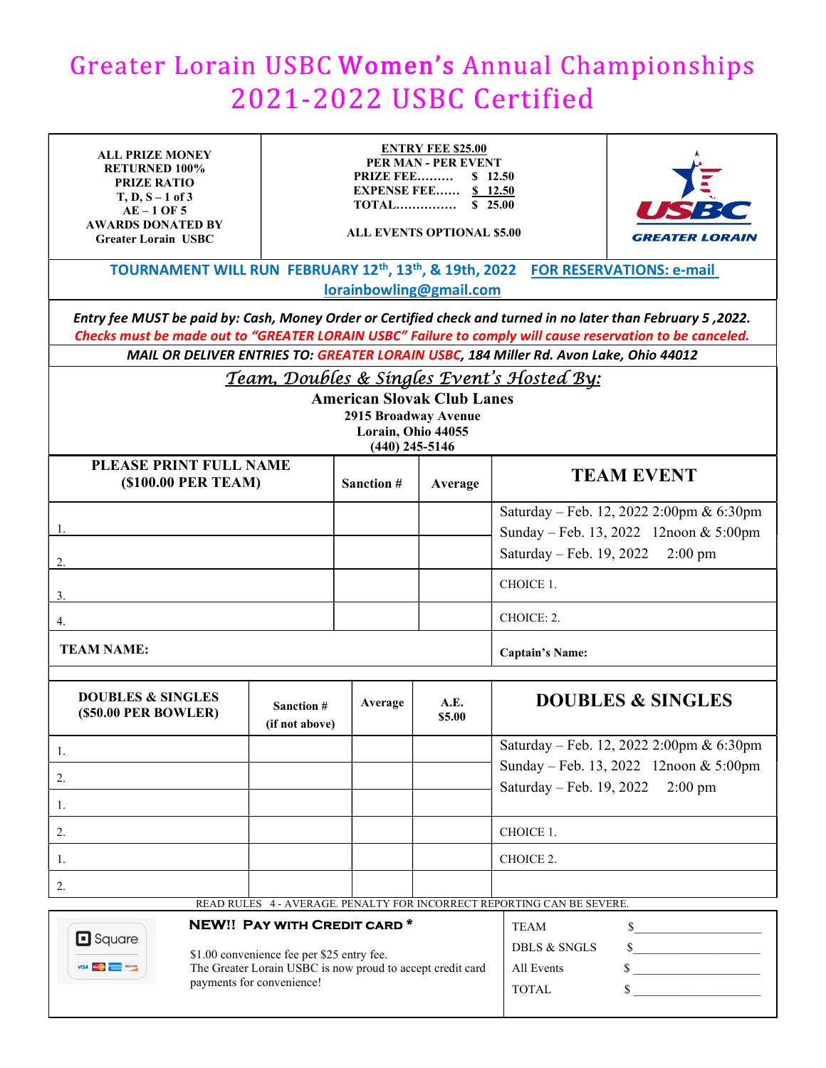# Greater Lorain USBC Women's Annual Championships 2021-2022 USBC Certified

| | | |
|---|---|---|
| **ALL PRIZE MONEY RETURNED 100%**<br>**PRIZE RATIO**<br>**T, D, S – 1 of 3**<br>**AE – 1 OF 5**<br>**AWARDS DONATED BY**<br>**Greater Lorain USBC** | **ENTRY FEE $25.00**<br>**PER MAN - PER EVENT**<br>**PRIZE FEE……… $ 12.50**<br>**EXPENSE FEE…… $ 12.50**<br>**TOTAL…………… $ 25.00**<br><br>**ALL EVENTS OPTIONAL $5.00** | USBC GREATER LORAIN |

**TOURNAMENT WILL RUN FEBRUARY 12th, 13th, & 19th, 2022 FOR RESERVATIONS: e-mail lorainbowling@gmail.com**

***Entry fee MUST be paid by: Cash, Money Order or Certified check and turned in no later than February 5 ,2022.***
***Checks must be made out to "GREATER LORAIN USBC" Failure to comply will cause reservation to be canceled.***

***MAIL OR DELIVER ENTRIES TO: GREATER LORAIN USBC, 184 Miller Rd. Avon Lake, Ohio 44012***

## *Team, Doubles & Singles Event's Hosted By:*

**American Slovak Club Lanes**
**2915 Broadway Avenue**
**Lorain, Ohio 44055**
**(440) 245-5146**

| PLEASE PRINT FULL NAME ($100.00 PER TEAM) | Sanction # | Average | TEAM EVENT |
|---|---|---|---|
| 1. | | | Saturday – Feb. 12, 2022 2:00pm & 6:30pm<br>Sunday – Feb. 13, 2022 12noon & 5:00pm<br>Saturday – Feb. 19, 2022 2:00 pm |
| 2. | | | |
| 3. | | | CHOICE 1. |
| 4. | | | CHOICE: 2. |
| **TEAM NAME:** | | | **Captain's Name:** |

| DOUBLES & SINGLES ($50.00 PER BOWLER) | Sanction # (if not above) | Average | A.E. $5.00 | DOUBLES & SINGLES |
|---|---|---|---|---|
| 1. | | | | Saturday – Feb. 12, 2022 2:00pm & 6:30pm<br>Sunday – Feb. 13, 2022 12noon & 5:00pm<br>Saturday – Feb. 19, 2022 2:00 pm |
| 2. | | | | |
| 1. | | | | |
| 2. | | | | CHOICE 1. |
| 1. | | | | CHOICE 2. |
| 2. | | | | |

READ RULES 4 - AVERAGE. PENALTY FOR INCORRECT REPORTING CAN BE SEVERE.

Square

**NEW!! PAY WITH CREDIT CARD ***

$1.00 convenience fee per $25 entry fee.
The Greater Lorain USBC is now proud to accept credit card payments for convenience!

| | |
|---|---|
| TEAM | $____________ |
| DBLS & SNGLS | $____________ |
| All Events | $____________ |
| TOTAL | $____________ |